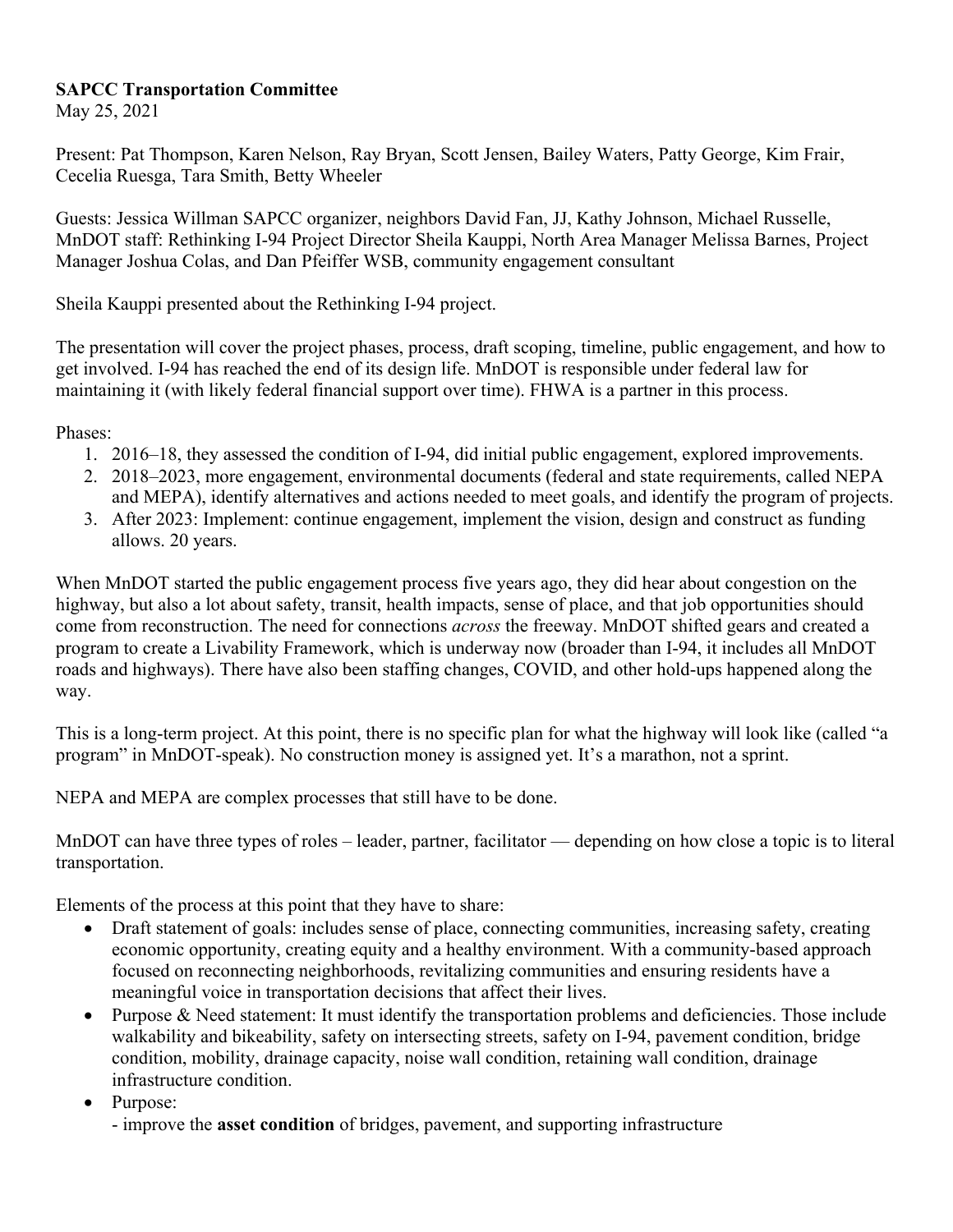**SAPCC Transportation Committee**
May 25, 2021

Present: Pat Thompson, Karen Nelson, Ray Bryan, Scott Jensen, Bailey Waters, Patty George, Kim Frair, Cecelia Ruesga, Tara Smith, Betty Wheeler

Guests: Jessica Willman SAPCC organizer, neighbors David Fan, JJ, Kathy Johnson, Michael Russelle, MnDOT staff: Rethinking I-94 Project Director Sheila Kauppi, North Area Manager Melissa Barnes, Project Manager Joshua Colas, and Dan Pfeiffer WSB, community engagement consultant

Sheila Kauppi presented about the Rethinking I-94 project.

The presentation will cover the project phases, process, draft scoping, timeline, public engagement, and how to get involved. I-94 has reached the end of its design life. MnDOT is responsible under federal law for maintaining it (with likely federal financial support over time). FHWA is a partner in this process.

Phases:

1. 2016–18, they assessed the condition of I-94, did initial public engagement, explored improvements.
2. 2018–2023, more engagement, environmental documents (federal and state requirements, called NEPA and MEPA), identify alternatives and actions needed to meet goals, and identify the program of projects.
3. After 2023: Implement: continue engagement, implement the vision, design and construct as funding allows. 20 years.

When MnDOT started the public engagement process five years ago, they did hear about congestion on the highway, but also a lot about safety, transit, health impacts, sense of place, and that job opportunities should come from reconstruction. The need for connections *across* the freeway. MnDOT shifted gears and created a program to create a Livability Framework, which is underway now (broader than I-94, it includes all MnDOT roads and highways). There have also been staffing changes, COVID, and other hold-ups happened along the way.

This is a long-term project. At this point, there is no specific plan for what the highway will look like (called "a program" in MnDOT-speak). No construction money is assigned yet. It's a marathon, not a sprint.

NEPA and MEPA are complex processes that still have to be done.

MnDOT can have three types of roles – leader, partner, facilitator — depending on how close a topic is to literal transportation.

Elements of the process at this point that they have to share:

- Draft statement of goals: includes sense of place, connecting communities, increasing safety, creating economic opportunity, creating equity and a healthy environment. With a community-based approach focused on reconnecting neighborhoods, revitalizing communities and ensuring residents have a meaningful voice in transportation decisions that affect their lives.
- Purpose & Need statement: It must identify the transportation problems and deficiencies. Those include walkability and bikeability, safety on intersecting streets, safety on I-94, pavement condition, bridge condition, mobility, drainage capacity, noise wall condition, retaining wall condition, drainage infrastructure condition.
- Purpose:
  - improve the **asset condition** of bridges, pavement, and supporting infrastructure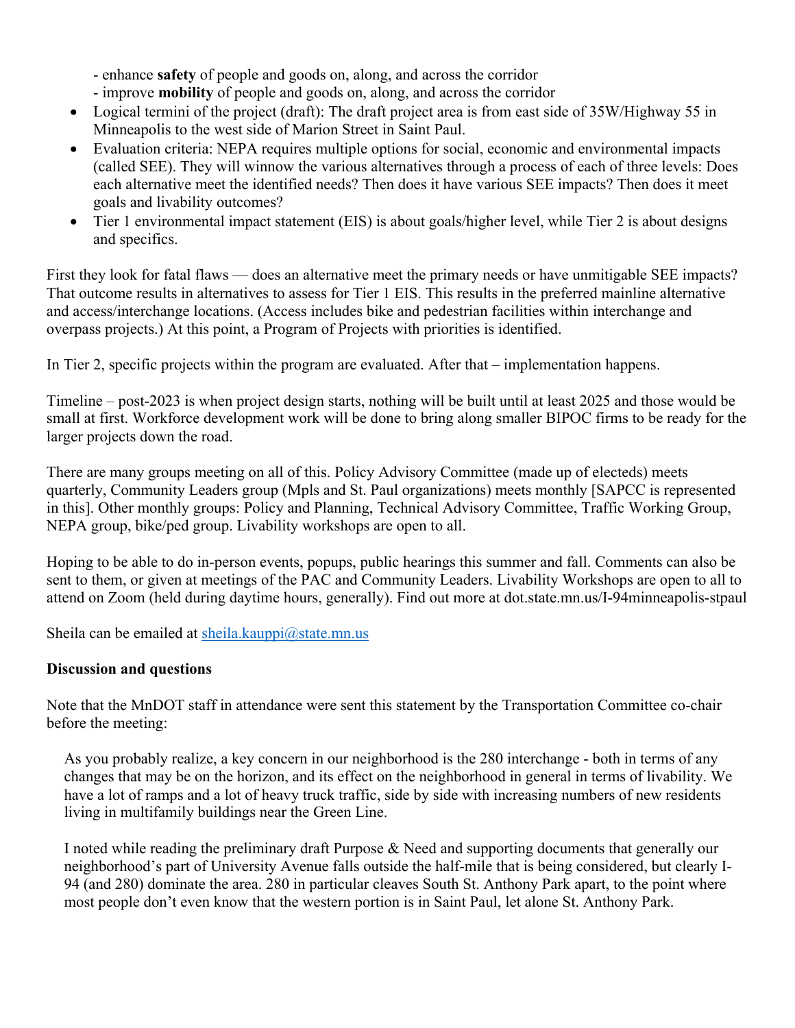- enhance **safety** of people and goods on, along, and across the corridor
  - improve **mobility** of people and goods on, along, and across the corridor
- Logical termini of the project (draft): The draft project area is from east side of 35W/Highway 55 in Minneapolis to the west side of Marion Street in Saint Paul.
- Evaluation criteria: NEPA requires multiple options for social, economic and environmental impacts (called SEE). They will winnow the various alternatives through a process of each of three levels: Does each alternative meet the identified needs? Then does it have various SEE impacts? Then does it meet goals and livability outcomes?
- Tier 1 environmental impact statement (EIS) is about goals/higher level, while Tier 2 is about designs and specifics.

First they look for fatal flaws — does an alternative meet the primary needs or have unmitigable SEE impacts? That outcome results in alternatives to assess for Tier 1 EIS. This results in the preferred mainline alternative and access/interchange locations. (Access includes bike and pedestrian facilities within interchange and overpass projects.) At this point, a Program of Projects with priorities is identified.

In Tier 2, specific projects within the program are evaluated. After that – implementation happens.

Timeline – post-2023 is when project design starts, nothing will be built until at least 2025 and those would be small at first. Workforce development work will be done to bring along smaller BIPOC firms to be ready for the larger projects down the road.

There are many groups meeting on all of this. Policy Advisory Committee (made up of electeds) meets quarterly, Community Leaders group (Mpls and St. Paul organizations) meets monthly [SAPCC is represented in this]. Other monthly groups: Policy and Planning, Technical Advisory Committee, Traffic Working Group, NEPA group, bike/ped group. Livability workshops are open to all.

Hoping to be able to do in-person events, popups, public hearings this summer and fall. Comments can also be sent to them, or given at meetings of the PAC and Community Leaders. Livability Workshops are open to all to attend on Zoom (held during daytime hours, generally). Find out more at dot.state.mn.us/I-94minneapolis-stpaul

Sheila can be emailed at [sheila.kauppi@state.mn.us](mailto:sheila.kauppi@state.mn.us)

**Discussion and questions**

Note that the MnDOT staff in attendance were sent this statement by the Transportation Committee co-chair before the meeting:

> As you probably realize, a key concern in our neighborhood is the 280 interchange - both in terms of any changes that may be on the horizon, and its effect on the neighborhood in general in terms of livability. We have a lot of ramps and a lot of heavy truck traffic, side by side with increasing numbers of new residents living in multifamily buildings near the Green Line.
>
> I noted while reading the preliminary draft Purpose & Need and supporting documents that generally our neighborhood's part of University Avenue falls outside the half-mile that is being considered, but clearly I-94 (and 280) dominate the area. 280 in particular cleaves South St. Anthony Park apart, to the point where most people don't even know that the western portion is in Saint Paul, let alone St. Anthony Park.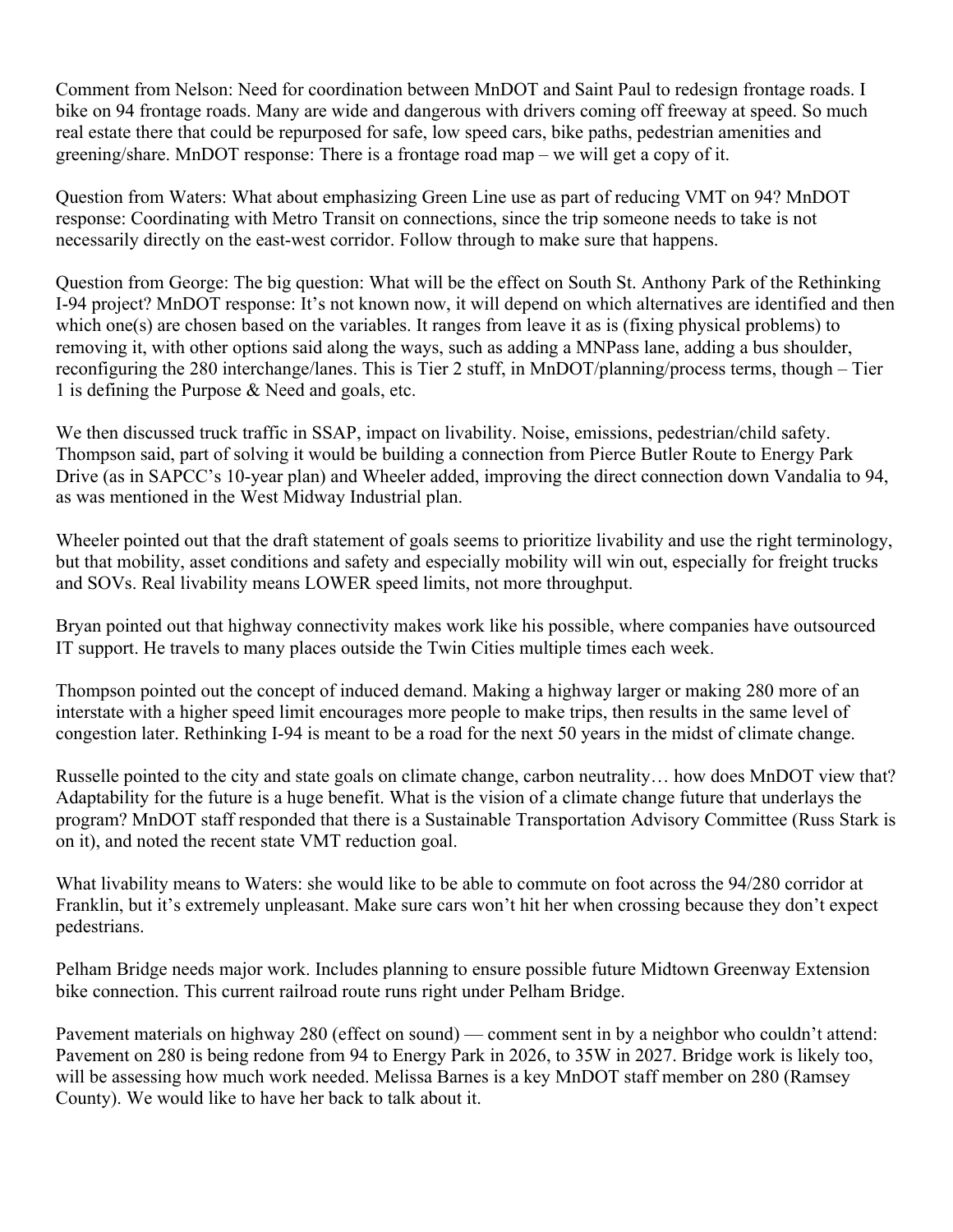Comment from Nelson: Need for coordination between MnDOT and Saint Paul to redesign frontage roads. I bike on 94 frontage roads. Many are wide and dangerous with drivers coming off freeway at speed. So much real estate there that could be repurposed for safe, low speed cars, bike paths, pedestrian amenities and greening/share. MnDOT response: There is a frontage road map – we will get a copy of it.

Question from Waters: What about emphasizing Green Line use as part of reducing VMT on 94? MnDOT response: Coordinating with Metro Transit on connections, since the trip someone needs to take is not necessarily directly on the east-west corridor. Follow through to make sure that happens.

Question from George: The big question: What will be the effect on South St. Anthony Park of the Rethinking I-94 project? MnDOT response: It's not known now, it will depend on which alternatives are identified and then which one(s) are chosen based on the variables. It ranges from leave it as is (fixing physical problems) to removing it, with other options said along the ways, such as adding a MNPass lane, adding a bus shoulder, reconfiguring the 280 interchange/lanes. This is Tier 2 stuff, in MnDOT/planning/process terms, though – Tier 1 is defining the Purpose & Need and goals, etc.

We then discussed truck traffic in SSAP, impact on livability. Noise, emissions, pedestrian/child safety. Thompson said, part of solving it would be building a connection from Pierce Butler Route to Energy Park Drive (as in SAPCC's 10-year plan) and Wheeler added, improving the direct connection down Vandalia to 94, as was mentioned in the West Midway Industrial plan.

Wheeler pointed out that the draft statement of goals seems to prioritize livability and use the right terminology, but that mobility, asset conditions and safety and especially mobility will win out, especially for freight trucks and SOVs. Real livability means LOWER speed limits, not more throughput.

Bryan pointed out that highway connectivity makes work like his possible, where companies have outsourced IT support. He travels to many places outside the Twin Cities multiple times each week.

Thompson pointed out the concept of induced demand. Making a highway larger or making 280 more of an interstate with a higher speed limit encourages more people to make trips, then results in the same level of congestion later. Rethinking I-94 is meant to be a road for the next 50 years in the midst of climate change.

Russelle pointed to the city and state goals on climate change, carbon neutrality… how does MnDOT view that? Adaptability for the future is a huge benefit. What is the vision of a climate change future that underlays the program? MnDOT staff responded that there is a Sustainable Transportation Advisory Committee (Russ Stark is on it), and noted the recent state VMT reduction goal.

What livability means to Waters: she would like to be able to commute on foot across the 94/280 corridor at Franklin, but it's extremely unpleasant. Make sure cars won't hit her when crossing because they don't expect pedestrians.

Pelham Bridge needs major work. Includes planning to ensure possible future Midtown Greenway Extension bike connection. This current railroad route runs right under Pelham Bridge.

Pavement materials on highway 280 (effect on sound) — comment sent in by a neighbor who couldn't attend: Pavement on 280 is being redone from 94 to Energy Park in 2026, to 35W in 2027. Bridge work is likely too, will be assessing how much work needed. Melissa Barnes is a key MnDOT staff member on 280 (Ramsey County). We would like to have her back to talk about it.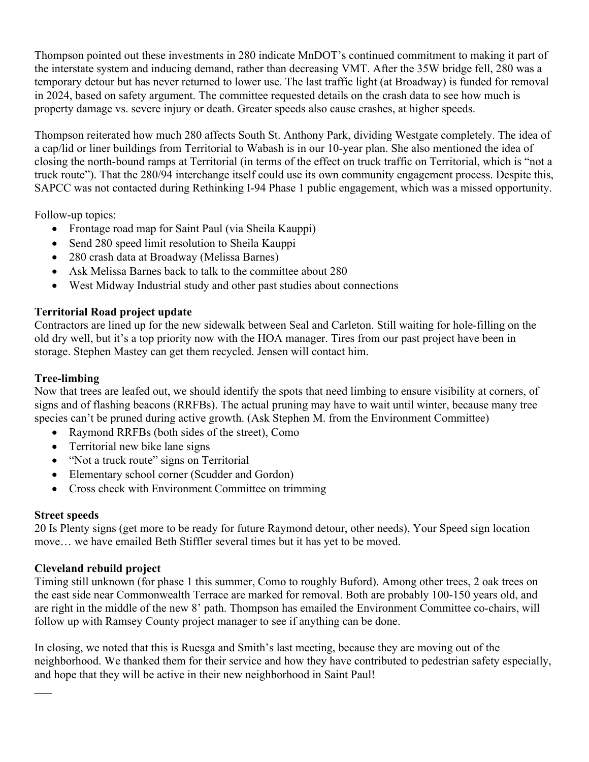Thompson pointed out these investments in 280 indicate MnDOT's continued commitment to making it part of the interstate system and inducing demand, rather than decreasing VMT. After the 35W bridge fell, 280 was a temporary detour but has never returned to lower use. The last traffic light (at Broadway) is funded for removal in 2024, based on safety argument. The committee requested details on the crash data to see how much is property damage vs. severe injury or death. Greater speeds also cause crashes, at higher speeds.

Thompson reiterated how much 280 affects South St. Anthony Park, dividing Westgate completely. The idea of a cap/lid or liner buildings from Territorial to Wabash is in our 10-year plan. She also mentioned the idea of closing the north-bound ramps at Territorial (in terms of the effect on truck traffic on Territorial, which is "not a truck route"). That the 280/94 interchange itself could use its own community engagement process. Despite this, SAPCC was not contacted during Rethinking I-94 Phase 1 public engagement, which was a missed opportunity.

Follow-up topics:

- Frontage road map for Saint Paul (via Sheila Kauppi)
- Send 280 speed limit resolution to Sheila Kauppi
- 280 crash data at Broadway (Melissa Barnes)
- Ask Melissa Barnes back to talk to the committee about 280
- West Midway Industrial study and other past studies about connections

**Territorial Road project update**

Contractors are lined up for the new sidewalk between Seal and Carleton. Still waiting for hole-filling on the old dry well, but it's a top priority now with the HOA manager. Tires from our past project have been in storage. Stephen Mastey can get them recycled. Jensen will contact him.

**Tree-limbing**

Now that trees are leafed out, we should identify the spots that need limbing to ensure visibility at corners, of signs and of flashing beacons (RRFBs). The actual pruning may have to wait until winter, because many tree species can't be pruned during active growth. (Ask Stephen M. from the Environment Committee)

- Raymond RRFBs (both sides of the street), Como
- Territorial new bike lane signs
- "Not a truck route" signs on Territorial
- Elementary school corner (Scudder and Gordon)
- Cross check with Environment Committee on trimming

**Street speeds**

20 Is Plenty signs (get more to be ready for future Raymond detour, other needs), Your Speed sign location move… we have emailed Beth Stiffler several times but it has yet to be moved.

**Cleveland rebuild project**

Timing still unknown (for phase 1 this summer, Como to roughly Buford). Among other trees, 2 oak trees on the east side near Commonwealth Terrace are marked for removal. Both are probably 100-150 years old, and are right in the middle of the new 8' path. Thompson has emailed the Environment Committee co-chairs, will follow up with Ramsey County project manager to see if anything can be done.

In closing, we noted that this is Ruesga and Smith's last meeting, because they are moving out of the neighborhood. We thanked them for their service and how they have contributed to pedestrian safety especially, and hope that they will be active in their new neighborhood in Saint Paul!

___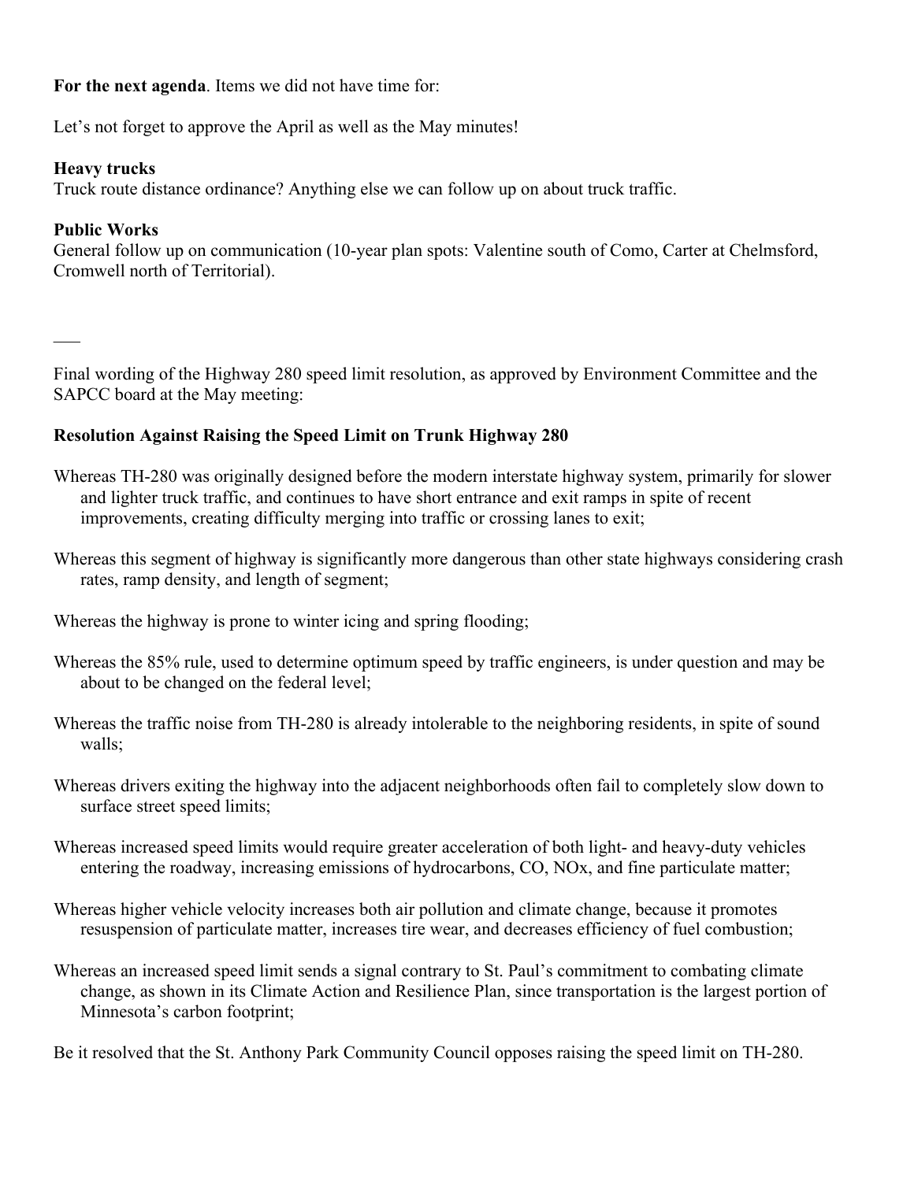**For the next agenda**. Items we did not have time for:

Let's not forget to approve the April as well as the May minutes!

**Heavy trucks**
Truck route distance ordinance? Anything else we can follow up on about truck traffic.

**Public Works**
General follow up on communication (10-year plan spots: Valentine south of Como, Carter at Chelmsford, Cromwell north of Territorial).

—

Final wording of the Highway 280 speed limit resolution, as approved by Environment Committee and the SAPCC board at the May meeting:

**Resolution Against Raising the Speed Limit on Trunk Highway 280**

Whereas TH-280 was originally designed before the modern interstate highway system, primarily for slower and lighter truck traffic, and continues to have short entrance and exit ramps in spite of recent improvements, creating difficulty merging into traffic or crossing lanes to exit;

Whereas this segment of highway is significantly more dangerous than other state highways considering crash rates, ramp density, and length of segment;

Whereas the highway is prone to winter icing and spring flooding;

Whereas the 85% rule, used to determine optimum speed by traffic engineers, is under question and may be about to be changed on the federal level;

Whereas the traffic noise from TH-280 is already intolerable to the neighboring residents, in spite of sound walls;

Whereas drivers exiting the highway into the adjacent neighborhoods often fail to completely slow down to surface street speed limits;

Whereas increased speed limits would require greater acceleration of both light- and heavy-duty vehicles entering the roadway, increasing emissions of hydrocarbons, CO, $NO_x$, and fine particulate matter;

Whereas higher vehicle velocity increases both air pollution and climate change, because it promotes resuspension of particulate matter, increases tire wear, and decreases efficiency of fuel combustion;

Whereas an increased speed limit sends a signal contrary to St. Paul's commitment to combating climate change, as shown in its Climate Action and Resilience Plan, since transportation is the largest portion of Minnesota's carbon footprint;

Be it resolved that the St. Anthony Park Community Council opposes raising the speed limit on TH-280.